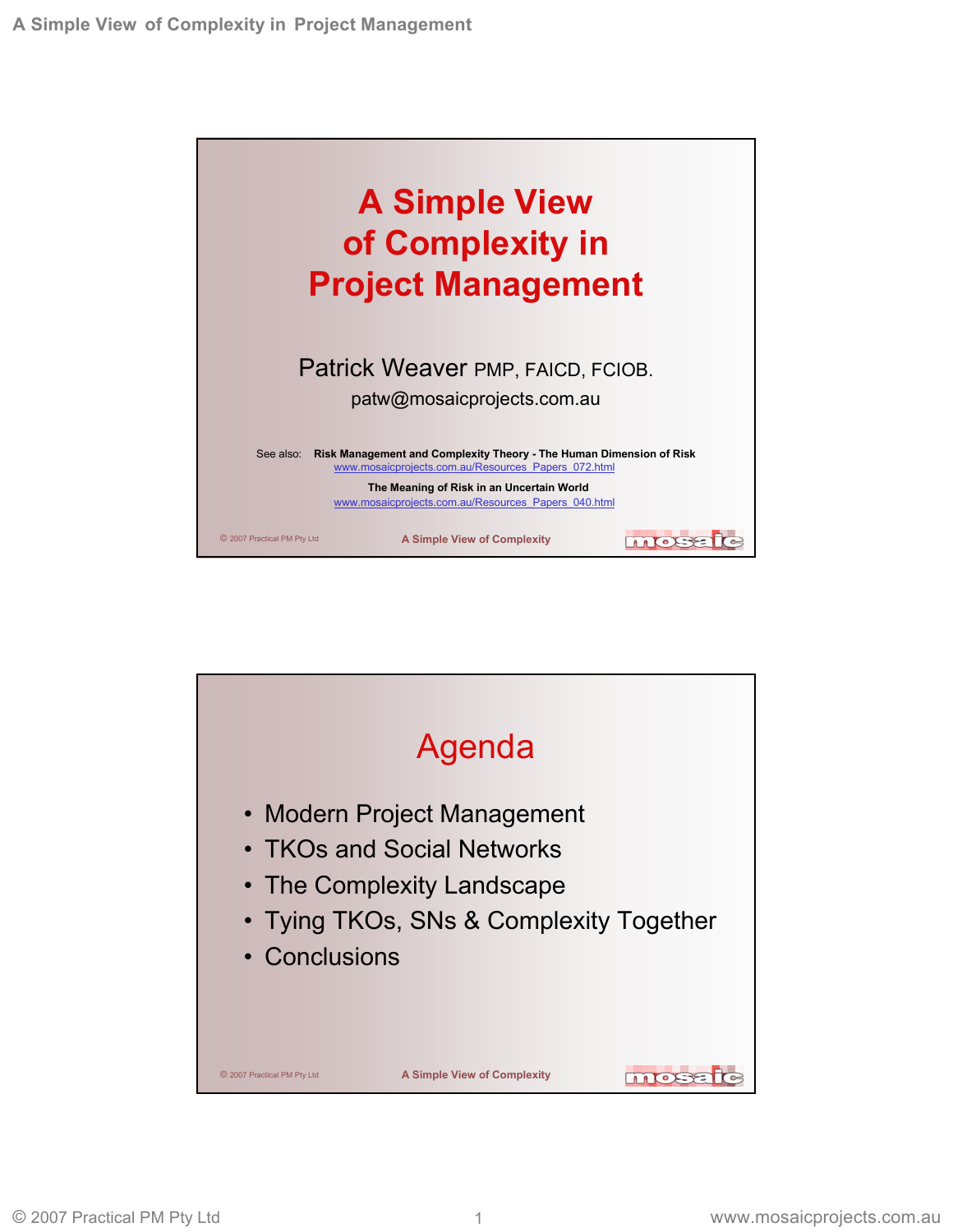# A Simple View of Complexity in Project Management

Patrick Weaver PMP, FAICD, FCIOB.

patw@mosaicprojects.com.au

See also: **Risk Management and Complexity Theory - The Human Dimension of Risk**
www.mosaicprojects.com.au/Resources_Papers_072.html

**The Meaning of Risk in an Uncertain World**
www.mosaicprojects.com.au/Resources_Papers_040.html

© 2007 Practical PM Pty Ltd — A Simple View of Complexity — mosaic

## Agenda

- Modern Project Management
- TKOs and Social Networks
- The Complexity Landscape
- Tying TKOs, SNs & Complexity Together
- Conclusions

© 2007 Practical PM Pty Ltd — A Simple View of Complexity — mosaic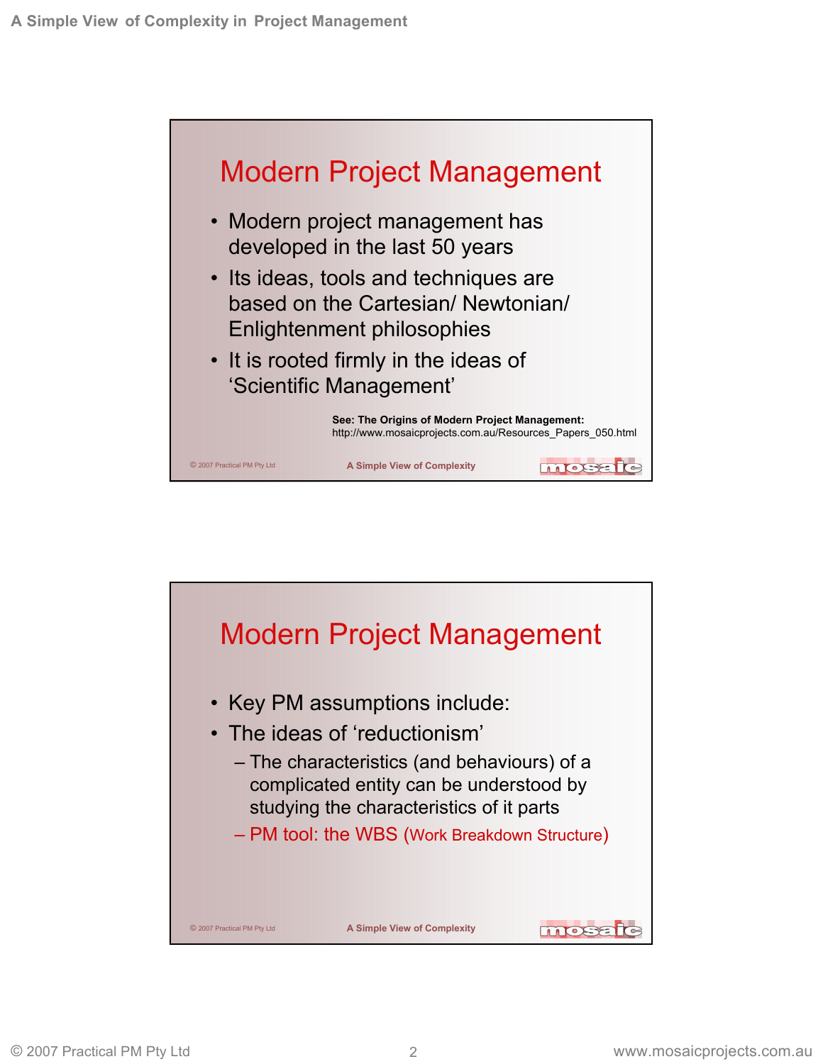## Modern Project Management

- Modern project management has developed in the last 50 years
- Its ideas, tools and techniques are based on the Cartesian/ Newtonian/ Enlightenment philosophies
- It is rooted firmly in the ideas of 'Scientific Management'

**See: The Origins of Modern Project Management:**
http://www.mosaicprojects.com.au/Resources_Papers_050.html

## Modern Project Management

- Key PM assumptions include:
- The ideas of 'reductionism'
  - The characteristics (and behaviours) of a complicated entity can be understood by studying the characteristics of it parts
  - PM tool: the WBS (Work Breakdown Structure)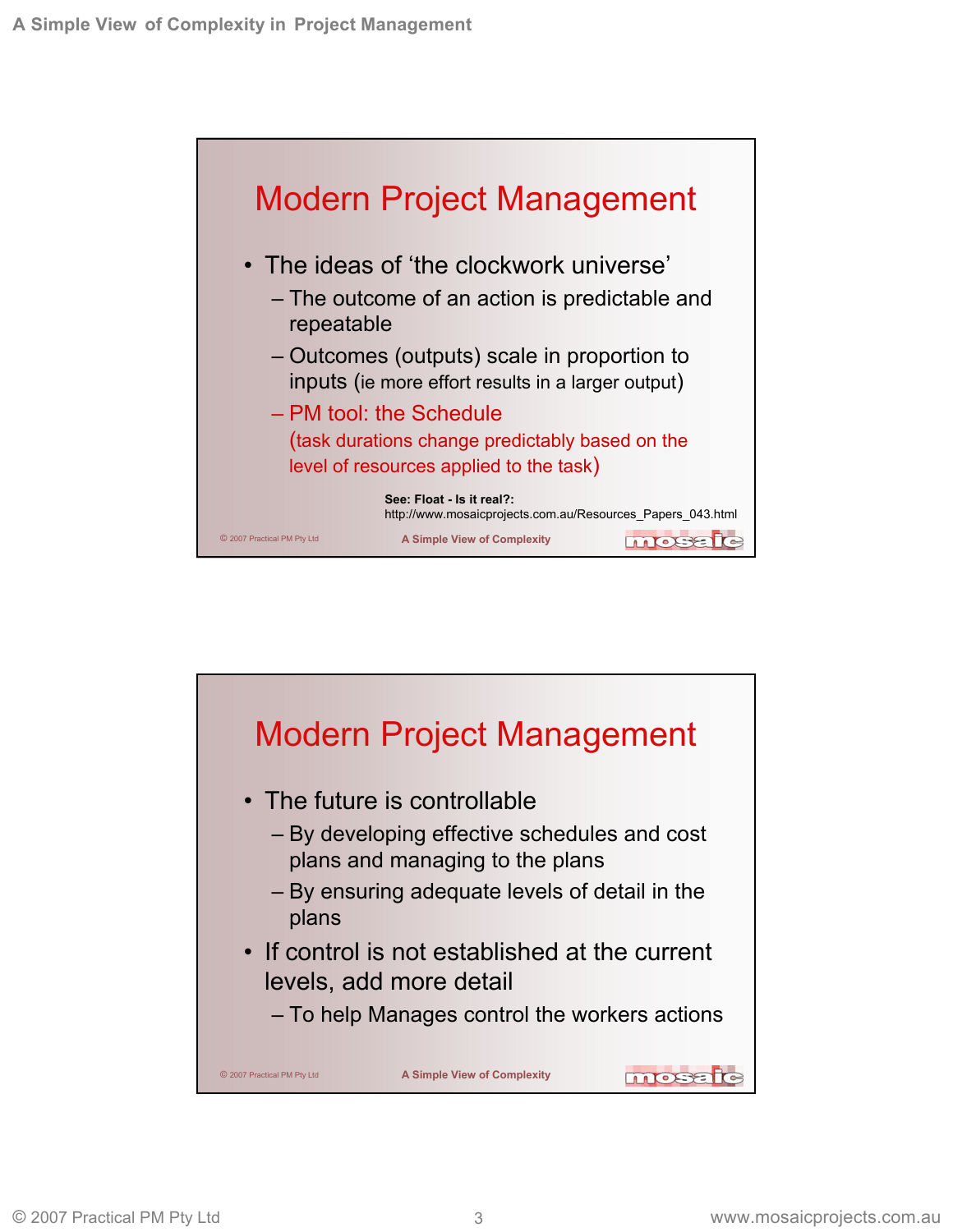## Modern Project Management

- The ideas of 'the clockwork universe'
  - The outcome of an action is predictable and repeatable
  - Outcomes (outputs) scale in proportion to inputs (ie more effort results in a larger output)
  - PM tool: the Schedule
    (task durations change predictably based on the level of resources applied to the task)

**See: Float - Is it real?:**
http://www.mosaicprojects.com.au/Resources_Papers_043.html

© 2007 Practical PM Pty Ltd — **A Simple View of Complexity** — mosaic

## Modern Project Management

- The future is controllable
  - By developing effective schedules and cost plans and managing to the plans
  - By ensuring adequate levels of detail in the plans
- If control is not established at the current levels, add more detail
  - To help Manages control the workers actions

© 2007 Practical PM Pty Ltd — **A Simple View of Complexity** — mosaic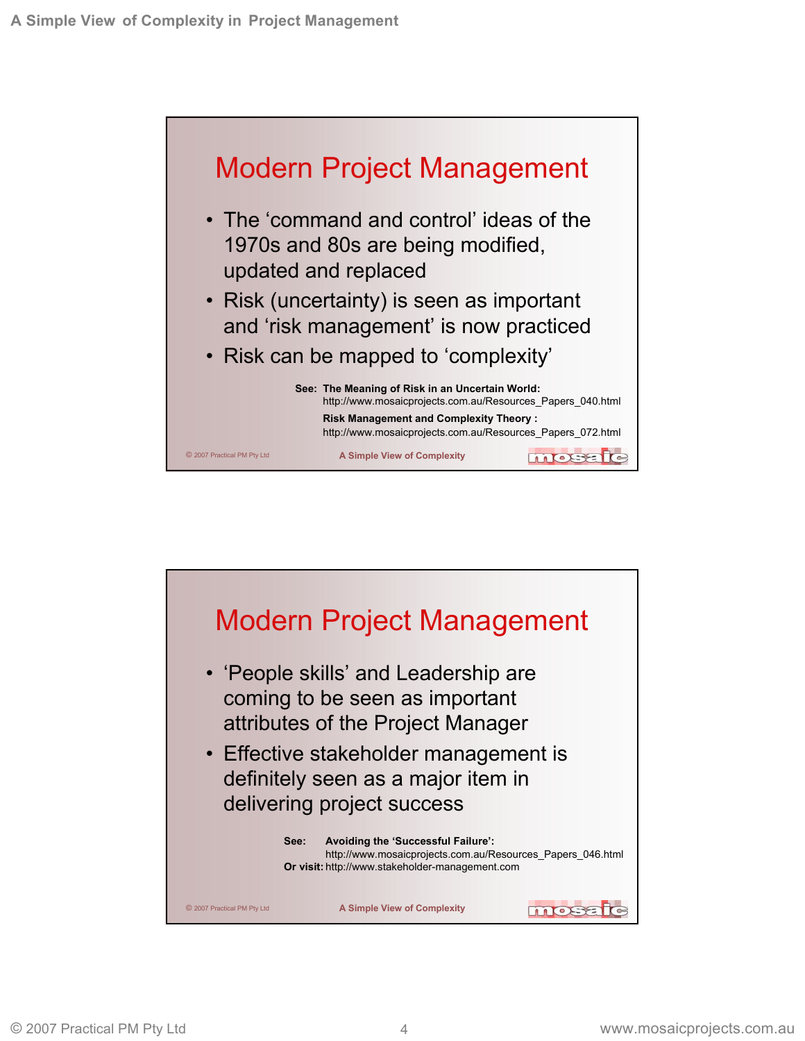## Modern Project Management

- The 'command and control' ideas of the 1970s and 80s are being modified, updated and replaced
- Risk (uncertainty) is seen as important and 'risk management' is now practiced
- Risk can be mapped to 'complexity'

**See:** **The Meaning of Risk in an Uncertain World:**
http://www.mosaicprojects.com.au/Resources_Papers_040.html
**Risk Management and Complexity Theory :**
http://www.mosaicprojects.com.au/Resources_Papers_072.html

© 2007 Practical PM Pty Ltd — A Simple View of Complexity

## Modern Project Management

- 'People skills' and Leadership are coming to be seen as important attributes of the Project Manager
- Effective stakeholder management is definitely seen as a major item in delivering project success

**See:** **Avoiding the 'Successful Failure':**
http://www.mosaicprojects.com.au/Resources_Papers_046.html
**Or visit:** http://www.stakeholder-management.com

© 2007 Practical PM Pty Ltd — A Simple View of Complexity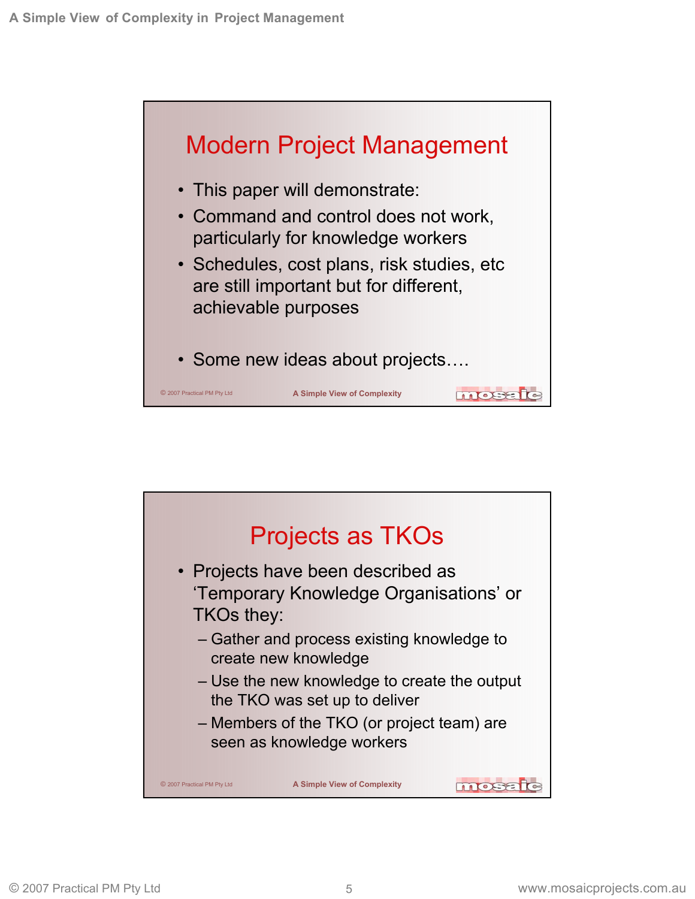## Modern Project Management

- This paper will demonstrate:
- Command and control does not work, particularly for knowledge workers
- Schedules, cost plans, risk studies, etc are still important but for different, achievable purposes
- Some new ideas about projects….

## Projects as TKOs

- Projects have been described as 'Temporary Knowledge Organisations' or TKOs they:
  - Gather and process existing knowledge to create new knowledge
  - Use the new knowledge to create the output the TKO was set up to deliver
  - Members of the TKO (or project team) are seen as knowledge workers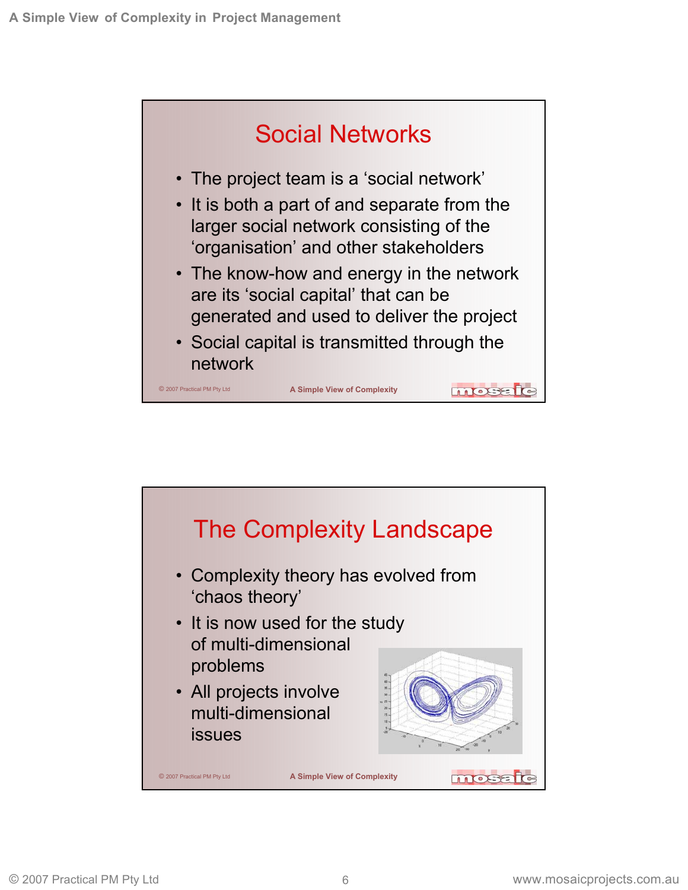## Social Networks

- The project team is a 'social network'
- It is both a part of and separate from the larger social network consisting of the 'organisation' and other stakeholders
- The know-how and energy in the network are its 'social capital' that can be generated and used to deliver the project
- Social capital is transmitted through the network

## The Complexity Landscape

- Complexity theory has evolved from 'chaos theory'
- It is now used for the study of multi-dimensional problems
- All projects involve multi-dimensional issues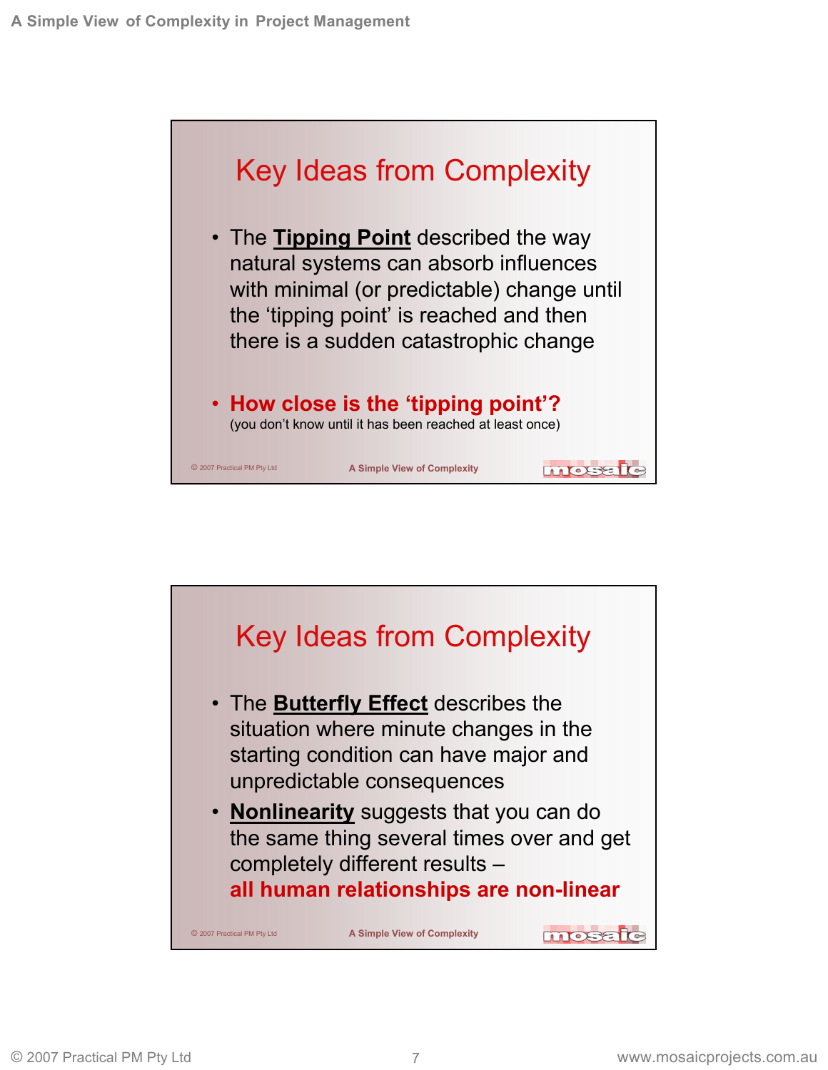## Key Ideas from Complexity

- The **Tipping Point** described the way natural systems can absorb influences with minimal (or predictable) change until the 'tipping point' is reached and then there is a sudden catastrophic change

- **How close is the 'tipping point'?**
  (you don't know until it has been reached at least once)

© 2007 Practical PM Pty Ltd — A Simple View of Complexity — mosaic

## Key Ideas from Complexity

- The **Butterfly Effect** describes the situation where minute changes in the starting condition can have major and unpredictable consequences
- **Nonlinearity** suggests that you can do the same thing several times over and get completely different results –
  **all human relationships are non-linear**

© 2007 Practical PM Pty Ltd — A Simple View of Complexity — mosaic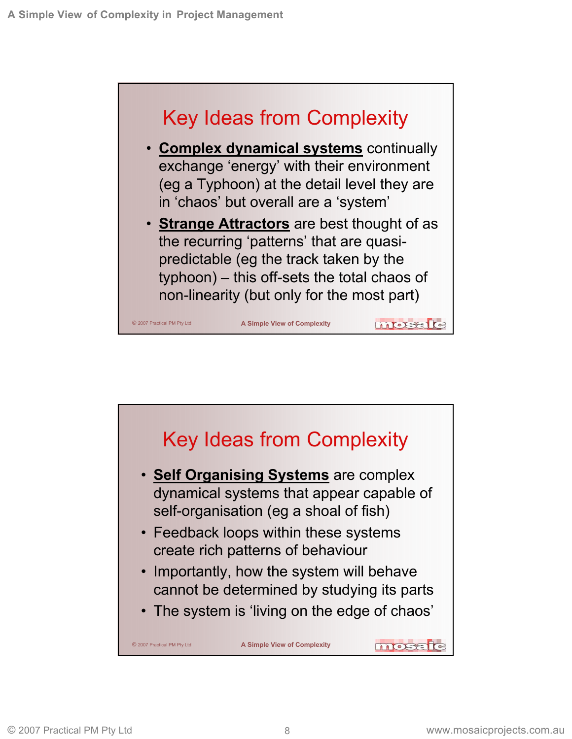## Key Ideas from Complexity

- **Complex dynamical systems** continually exchange 'energy' with their environment (eg a Typhoon) at the detail level they are in 'chaos' but overall are a 'system'
- **Strange Attractors** are best thought of as the recurring 'patterns' that are quasi-predictable (eg the track taken by the typhoon) – this off-sets the total chaos of non-linearity (but only for the most part)

## Key Ideas from Complexity

- **Self Organising Systems** are complex dynamical systems that appear capable of self-organisation (eg a shoal of fish)
- Feedback loops within these systems create rich patterns of behaviour
- Importantly, how the system will behave cannot be determined by studying its parts
- The system is 'living on the edge of chaos'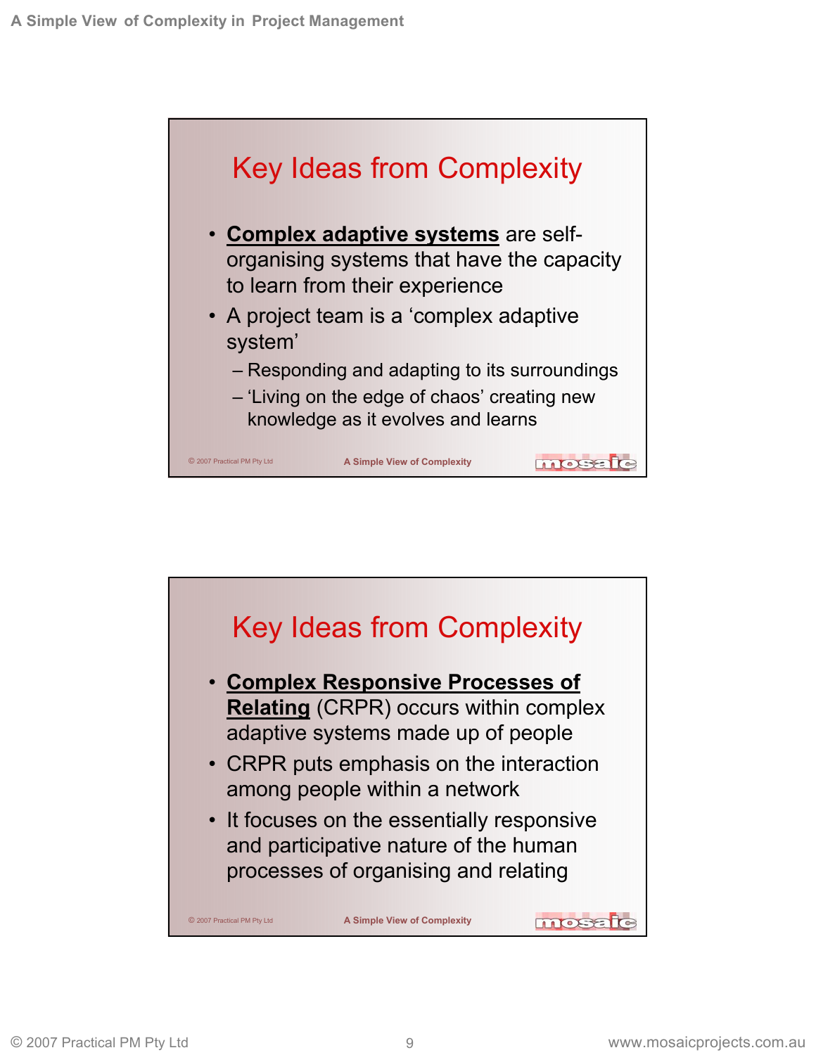## Key Ideas from Complexity

- **Complex adaptive systems** are self-organising systems that have the capacity to learn from their experience
- A project team is a 'complex adaptive system'
  - Responding and adapting to its surroundings
  - 'Living on the edge of chaos' creating new knowledge as it evolves and learns

© 2007 Practical PM Pty Ltd — A Simple View of Complexity — mosaic

## Key Ideas from Complexity

- **Complex Responsive Processes of Relating** (CRPR) occurs within complex adaptive systems made up of people
- CRPR puts emphasis on the interaction among people within a network
- It focuses on the essentially responsive and participative nature of the human processes of organising and relating

© 2007 Practical PM Pty Ltd — A Simple View of Complexity — mosaic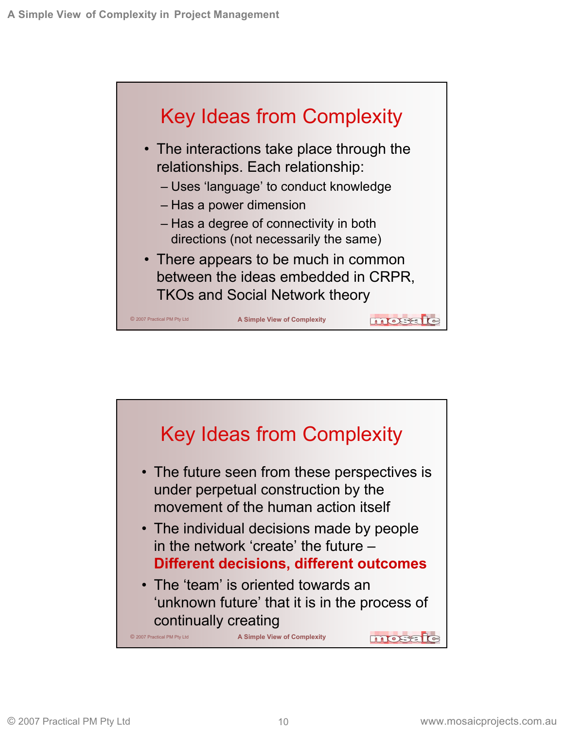## Key Ideas from Complexity

- The interactions take place through the relationships. Each relationship:
  - Uses 'language' to conduct knowledge
  - Has a power dimension
  - Has a degree of connectivity in both directions (not necessarily the same)
- There appears to be much in common between the ideas embedded in CRPR, TKOs and Social Network theory

## Key Ideas from Complexity

- The future seen from these perspectives is under perpetual construction by the movement of the human action itself
- The individual decisions made by people in the network 'create' the future – **Different decisions, different outcomes**
- The 'team' is oriented towards an 'unknown future' that it is in the process of continually creating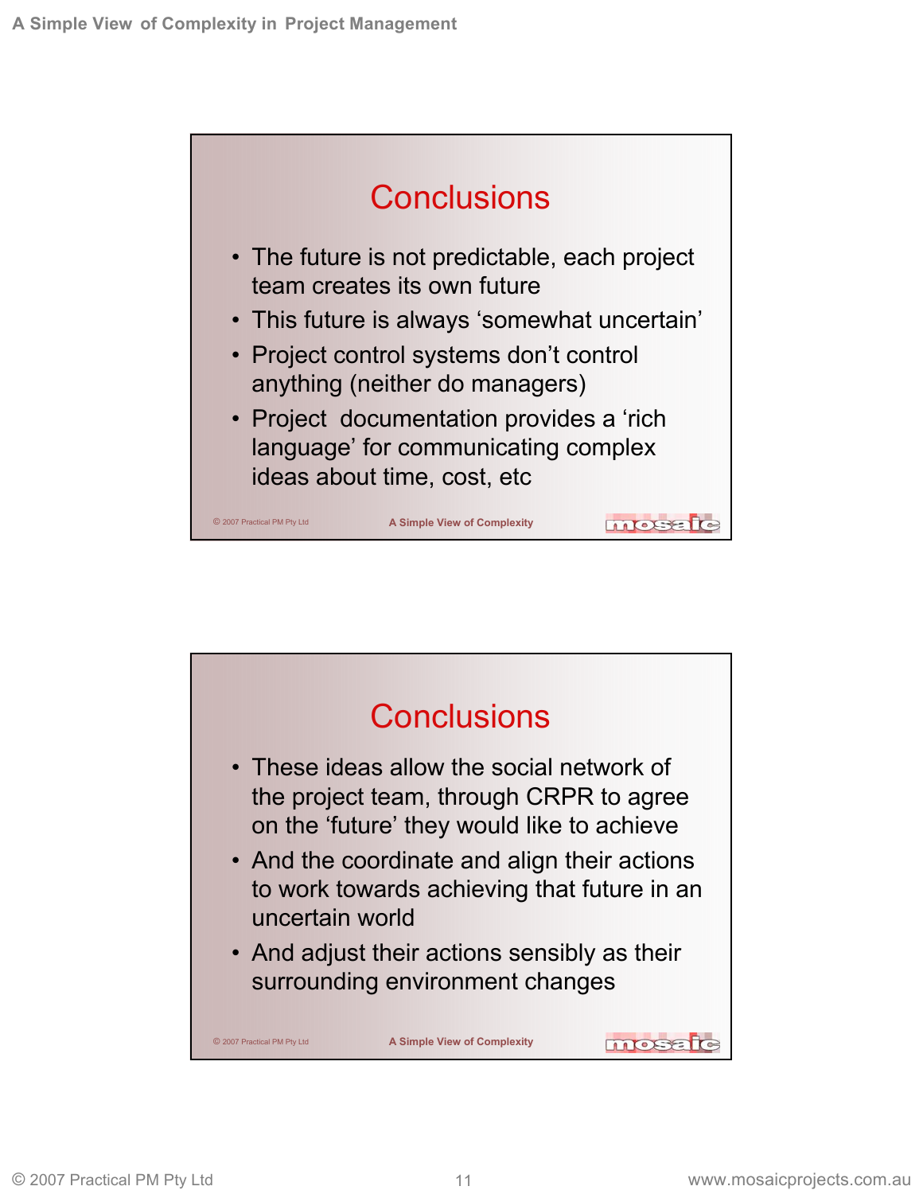## Conclusions

- The future is not predictable, each project team creates its own future
- This future is always 'somewhat uncertain'
- Project control systems don't control anything (neither do managers)
- Project  documentation provides a 'rich language' for communicating complex ideas about time, cost, etc

© 2007 Practical PM Pty Ltd A Simple View of Complexity

## Conclusions

- These ideas allow the social network of the project team, through CRPR to agree on the 'future' they would like to achieve
- And the coordinate and align their actions to work towards achieving that future in an uncertain world
- And adjust their actions sensibly as their surrounding environment changes

© 2007 Practical PM Pty Ltd A Simple View of Complexity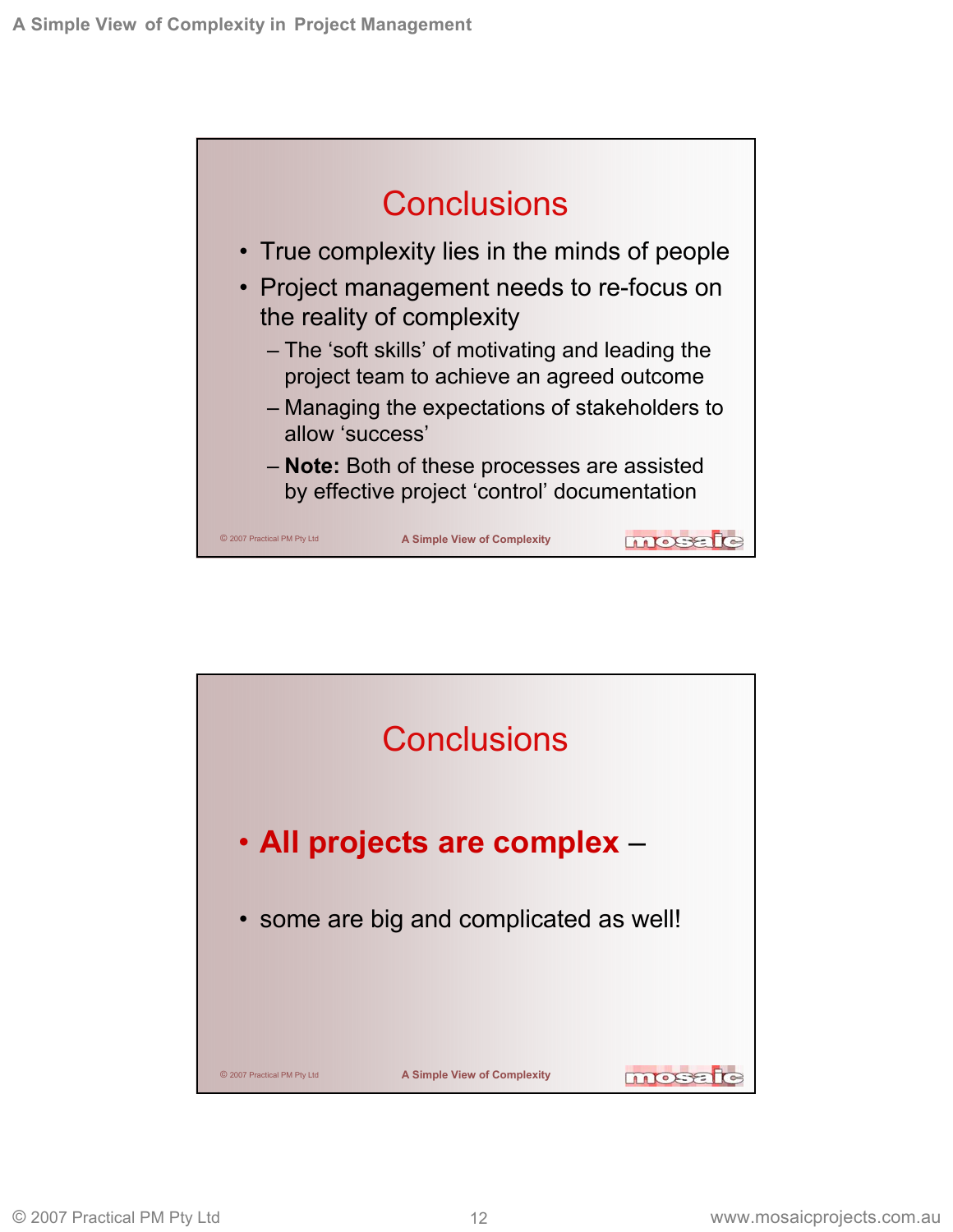## Conclusions

- True complexity lies in the minds of people
- Project management needs to re-focus on the reality of complexity
  - The 'soft skills' of motivating and leading the project team to achieve an agreed outcome
  - Managing the expectations of stakeholders to allow 'success'
  - **Note:** Both of these processes are assisted by effective project 'control' documentation

## Conclusions

- **All projects are complex** –
- some are big and complicated as well!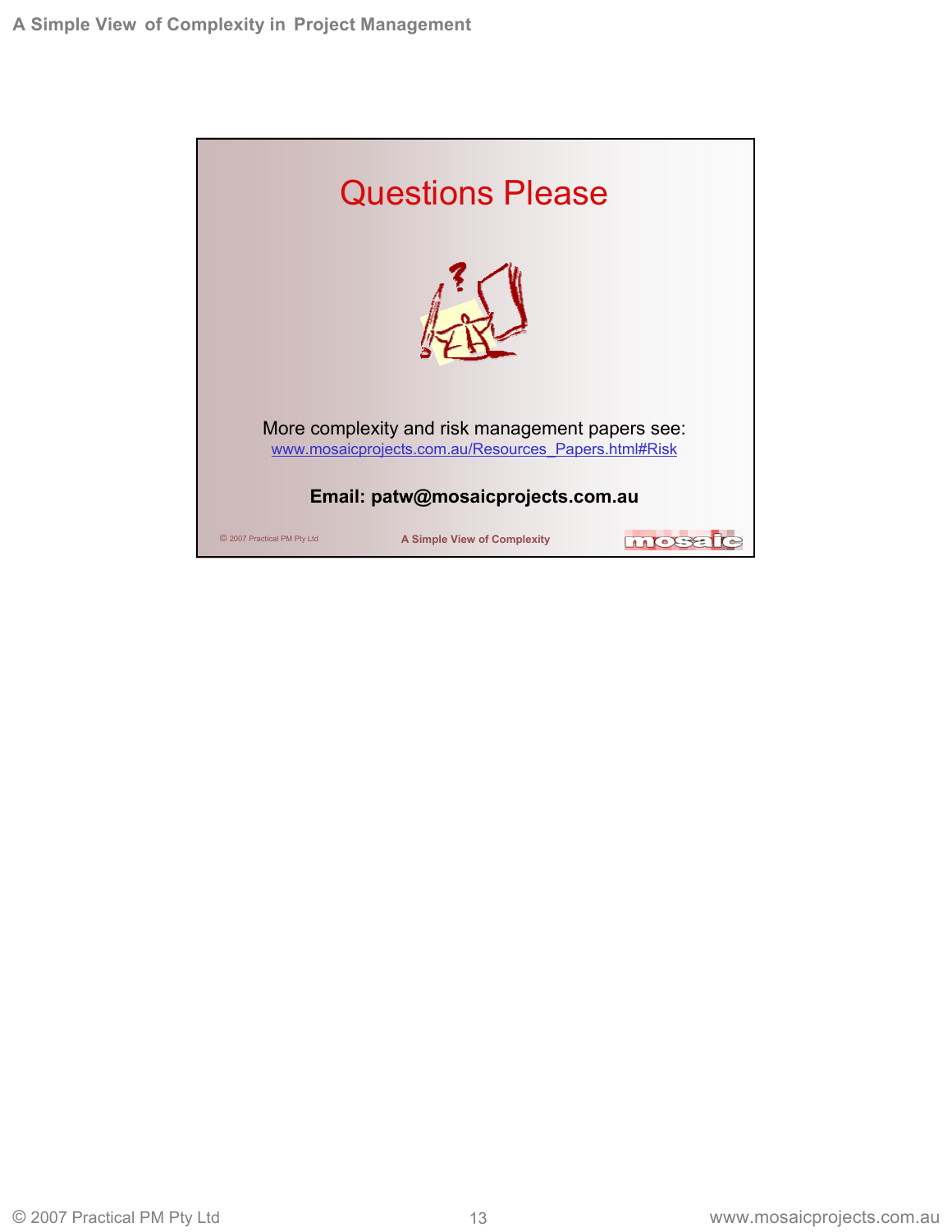# Questions Please

More complexity and risk management papers see:
www.mosaicprojects.com.au/Resources_Papers.html#Risk

**Email: patw@mosaicprojects.com.au**

© 2007 Practical PM Pty Ltd

A Simple View of Complexity